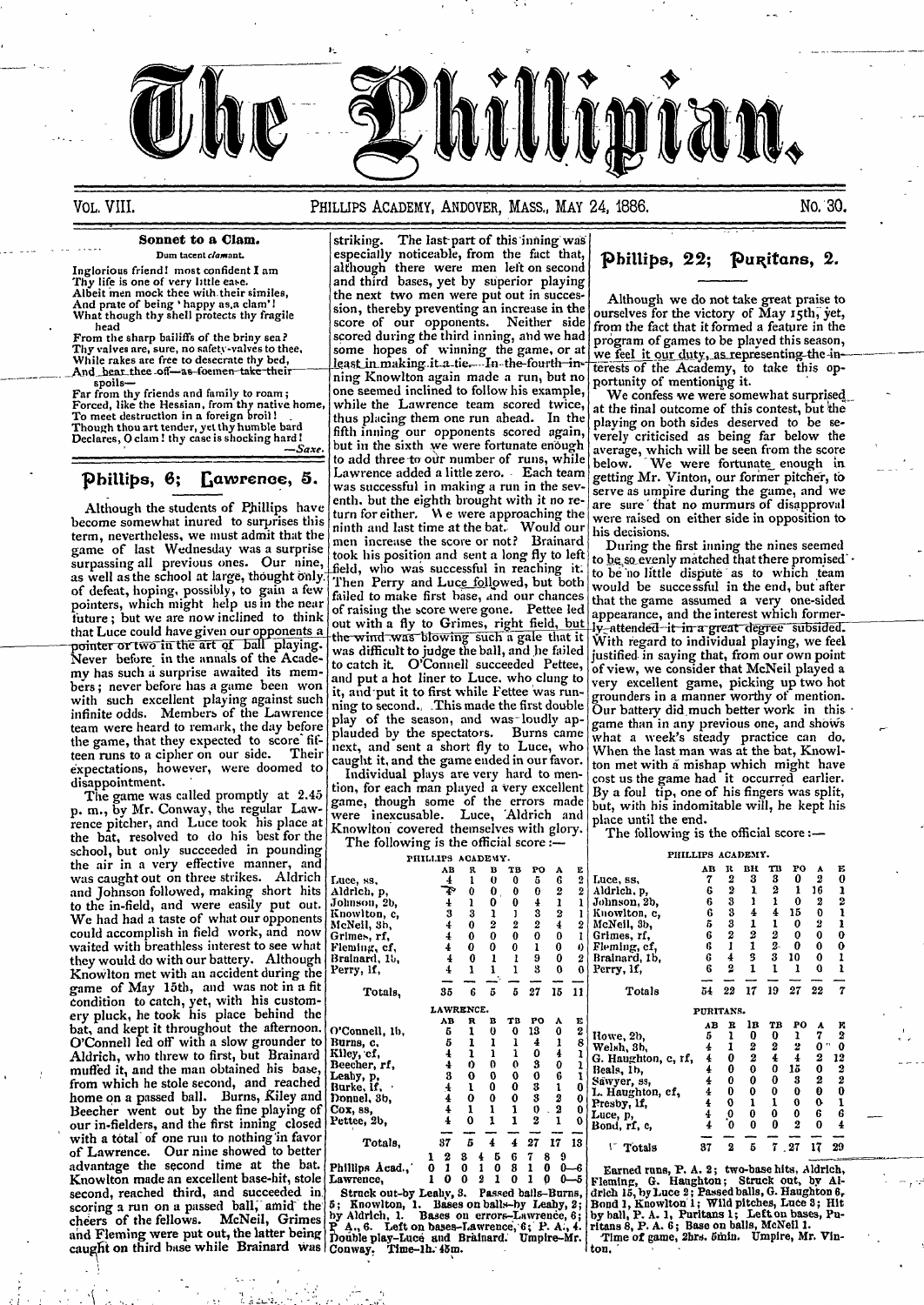# The Phillipian.

VOL. VIII. PHILLIPS ACADEMY, ANDOVER, MASS., MAY 24, 1886. No. 30.

### Sonnet to a Clam.

*Dum tacent clamant.*

Inglorious friend! most confident I am
Thy life is one of very little ease.
Albeit men mock thee with their similes,
And prate of being 'happy as a clam'!
What though thy shell protects thy fragile head
From the sharp bailiffs of the briny sea?
Thy valves are, sure, no safety-valves to thee,
While rakes are free to desecrate thy bed,
And bear thee off—as foemen take their spoils—
Far from thy friends and family to roam;
Forced, like the Hessian, from thy native home,
To meet destruction in a foreign broil!
Though thou art tender, yet thy humble bard
Declares, O clam! thy case is shocking hard!

—*Saxe.*

## Phillips, 6; Lawrence, 5.

Although the students of Phillips have become somewhat inured to surprises this term, nevertheless, we must admit that the game of last Wednesday was a surprise surpassing all previous ones. Our nine, as well as the school at large, thought only of defeat, hoping, possibly, to gain a few pointers, which might help us in the near future; but we are now inclined to think that Luce could have given our opponents a pointer or two in the art of ball playing. Never before in the annals of the Academy has such a surprise awaited its members; never before has a game been won with such excellent playing against such infinite odds. Members of the Lawrence team were heard to remark, the day before the game, that they expected to score fifteen runs to a cipher on our side. Their expectations, however, were doomed to disappointment.

The game was called promptly at 2.45 p. m., by Mr. Conway, the regular Lawrence pitcher, and Luce took his place at the bat, resolved to do his best for the school, but only succeeded in pounding the air in a very effective manner, and was caught out on three strikes. Aldrich and Johnson followed, making short hits to the in-field, and were easily put out. We had a taste of what our opponents could accomplish in field work, and now waited with breathless interest to see what they would do with our battery. Although Knowlton met with an accident during the game of May 15th, and was not in a fit condition to catch, yet, with his customery pluck, he took his place behind the bat, and kept it throughout the afternoon. O'Connell led off with a slow grounder to Aldrich, who threw to first, but Brainard muffed it, and the man obtained his base, from which he stole second, and reached home on a passed ball. Burns, Kiley and Beecher went out by the fine playing of our in-fielders, and the first inning closed with a total of one run to nothing in favor of Lawrence. Our nine showed to better advantage the second time at the bat. Knowlton made an excellent base-hit, stole second, reached third, and succeeded in scoring a run on a passed ball, amid the cheers of the fellows. McNeil, Grimes and Fleming were put out, the latter being caught on third base while Brainard was striking. The last part of this inning was especially noticeable, from the fact that, although there were men left on second and third bases, yet by superior playing the next two men were put out in succession, thereby preventing an increase in the score of our opponents. Neither side scored during the third inning, and we had some hopes of winning the game, or at least in making it a tie. In the fourth inning Knowlton again made a run, but no one seemed inclined to follow his example, while the Lawrence team scored twice, thus placing them one run ahead. In the fifth inning our opponents scored again, but in the sixth we were fortunate enough to add three to our number of runs, while Lawrence added a little zero. Each team was successful in making a run in the seventh, but the eighth brought with it no return for either. We were approaching the ninth and last time at the bat. Would our men increase the score or not? Brainard took his position and sent a long fly to left field, who was successful in reaching it. Then Perry and Luce followed, but both failed to make first base, and our chances of raising the score were gone. Pettee led out with a fly to Grimes, right field, but the wind was blowing such a gale that it was difficult to judge the ball, and he failed to catch it. O'Connell succeeded Pettee, and put a hot liner to Luce, who clung to it, and put it to first while Pettee was running to second. This made the first double play of the season, and was loudly applauded by the spectators. Burns came next, and sent a short fly to Luce, who caught it, and the game ended in our favor.

Individual plays are very hard to mention, for each man played a very excellent game, though some of the errors made were inexcusable. Luce, Aldrich and Knowlton covered themselves with glory.

The following is the official score:—

PHILLIPS ACADEMY.

| | AB | R | B | TB | PO | A | E |
|---|---|---|---|---|---|---|---|
| Luce, ss, | 4 | 1 | 0 | 0 | 5 | 6 | 2 |
| Aldrich, p, | 4 | 0 | 0 | 0 | 0 | 2 | 2 |
| Johnson, 2b, | 4 | 1 | 0 | 0 | 4 | 1 | 1 |
| Knowlton, c, | 3 | 3 | 1 | 1 | 3 | 2 | 1 |
| McNeil, 3b, | 4 | 0 | 2 | 2 | 2 | 4 | 2 |
| Grimes, rf, | 4 | 0 | 0 | 0 | 0 | 0 | 1 |
| Fleming, cf, | 4 | 0 | 0 | 0 | 1 | 0 | 0 |
| Brainard, 1b, | 4 | 0 | 1 | 1 | 9 | 0 | 2 |
| Perry, lf, | 4 | 1 | 1 | 1 | 3 | 0 | 0 |
| Totals, | 35 | 6 | 5 | 5 | 27 | 15 | 11 |

LAWRENCE.

| | AB | R | B | TB | PO | A | E |
|---|---|---|---|---|---|---|---|
| O'Connell, 1b, | 5 | 1 | 0 | 0 | 13 | 0 | 2 |
| Burns, c, | 5 | 1 | 1 | 1 | 4 | 1 | 8 |
| Kiley, cf, | 4 | 1 | 1 | 1 | 0 | 4 | 1 |
| Beecher, rf, | 4 | 0 | 0 | 0 | 3 | 0 | 1 |
| Leahy, p, | 3 | 0 | 0 | 0 | 0 | 6 | 1 |
| Burke, lf, | 4 | 1 | 0 | 0 | 3 | 1 | 0 |
| Donnel, 3b, | 4 | 0 | 0 | 0 | 3 | 2 | 0 |
| Cox, ss, | 4 | 1 | 1 | 1 | 0 | 2 | 0 |
| Pettee, 2b, | 4 | 0 | 1 | 1 | 2 | 1 | 0 |
| Totals, | 37 | 5 | 4 | 4 | 27 | 17 | 13 |

| | 1 | 2 | 3 | 4 | 5 | 6 | 7 | 8 | 9 | |
|---|---|---|---|---|---|---|---|---|---|---|
| Phillips Acad., | 0 | 1 | 0 | 1 | 0 | 3 | 1 | 0 | 0 | —6 |
| Lawrence, | 1 | 0 | 0 | 2 | 1 | 0 | 1 | 0 | 0 | —5 |

Struck out—by Leahy, 3. Passed balls—Burns, 5; Knowlton, 1. Bases on balls—by Leahy, 2; by Aldrich, 1. Bases on errors—Lawrence, 6; P. A., 6. Left on bases—Lawrence, 6; P. A., 4. Double play—Luce and Brainard. Umpire—Mr. Conway. Time—1h. 45m.

## Phillips, 22; Puritans, 2.

Although we do not take great praise to ourselves for the victory of May 15th, yet, from the fact that it formed a feature in the program of games to be played this season, we feel it our duty, as representing the interests of the Academy, to take this opportunity of mentioning it.

We confess we were somewhat surprised at the final outcome of this contest, but the playing on both sides deserved to be severely criticised as being far below the average, which will be seen from the score below. We were fortunate enough in getting Mr. Vinton, our former pitcher, to serve as umpire during the game, and we are sure that no murmurs of disapproval were raised on either side in opposition to his decisions.

During the first inning the nines seemed to be so evenly matched that there promised to be no little dispute as to which team would be successful in the end, but after that the game assumed a very one-sided appearance, and the interest which formerly attended it in a great degree subsided. With regard to individual playing, we feel justified in saying that, from our own point of view, we consider that McNeil played a very excellent game, picking up two hot grounders in a manner worthy of mention. Our battery did much better work in this game than in any previous one, and shows what a week's steady practice can do. When the last man was at the bat, Knowlton met with a mishap which might have cost us the game had it occurred earlier. By a foul tip, one of his fingers was split, but, with his indomitable will, he kept his place until the end.

The following is the official score:—

PHILLIPS ACADEMY.

| | AB | R | BH | TB | PO | A | E |
|---|---|---|---|---|---|---|---|
| Luce, ss, | 7 | 2 | 3 | 3 | 0 | 2 | 0 |
| Aldrich, p, | 6 | 2 | 1 | 2 | 1 | 16 | 1 |
| Johnson, 2b, | 6 | 3 | 1 | 1 | 0 | 2 | 2 |
| Knowlton, c, | 6 | 3 | 4 | 4 | 15 | 0 | 1 |
| McNeil, 3b, | 5 | 3 | 1 | 1 | 0 | 2 | 1 |
| Grimes, rf, | 6 | 2 | 2 | 2 | 0 | 0 | 0 |
| Fleming, cf, | 6 | 1 | 1 | 2 | 0 | 0 | 0 |
| Brainard, 1b, | 6 | 4 | 3 | 3 | 10 | 0 | 1 |
| Perry, lf, | 6 | 2 | 1 | 1 | 1 | 0 | 1 |
| Totals | 54 | 22 | 17 | 19 | 27 | 22 | 7 |

PURITANS.

| | AB | R | 1B | TB | PO | A | E |
|---|---|---|---|---|---|---|---|
| Howe, 2b, | 5 | 1 | 0 | 0 | 1 | 7 | 2 |
| Welsh, 3b, | 4 | 1 | 2 | 2 | 2 | 0 | 0 |
| G. Haughton, c, rf, | 4 | 0 | 2 | 4 | 4 | 2 | 12 |
| Beals, 1b, | 4 | 0 | 0 | 0 | 15 | 0 | 2 |
| Sawyer, ss, | 4 | 0 | 0 | 0 | 3 | 2 | 2 |
| L. Haughton, cf, | 4 | 0 | 0 | 0 | 0 | 0 | 0 |
| Presby, lf, | 4 | 0 | 1 | 1 | 0 | 0 | 1 |
| Luce, p, | 4 | 0 | 0 | 0 | 0 | 6 | 6 |
| Bond, rf, c, | 4 | 0 | 0 | 0 | 2 | 0 | 4 |
| Totals | 37 | 2 | 5 | 7 | 27 | 17 | 29 |

Earned runs, P. A. 2; two-base hits, Aldrich, Fleming, G. Haughton; Struck out, by Aldrich 15, by Luce 2; Passed balls, G. Haughton 6, Bond 1, Knowlton 1; Wild pitches, Luce 3; Hit by ball, P. A. 1, Puritans 1; Left on bases, Puritans 8, P. A. 6; Base on balls, McNeil 1.

Time of game, 2hrs. 5min. Umpire, Mr. Vinton.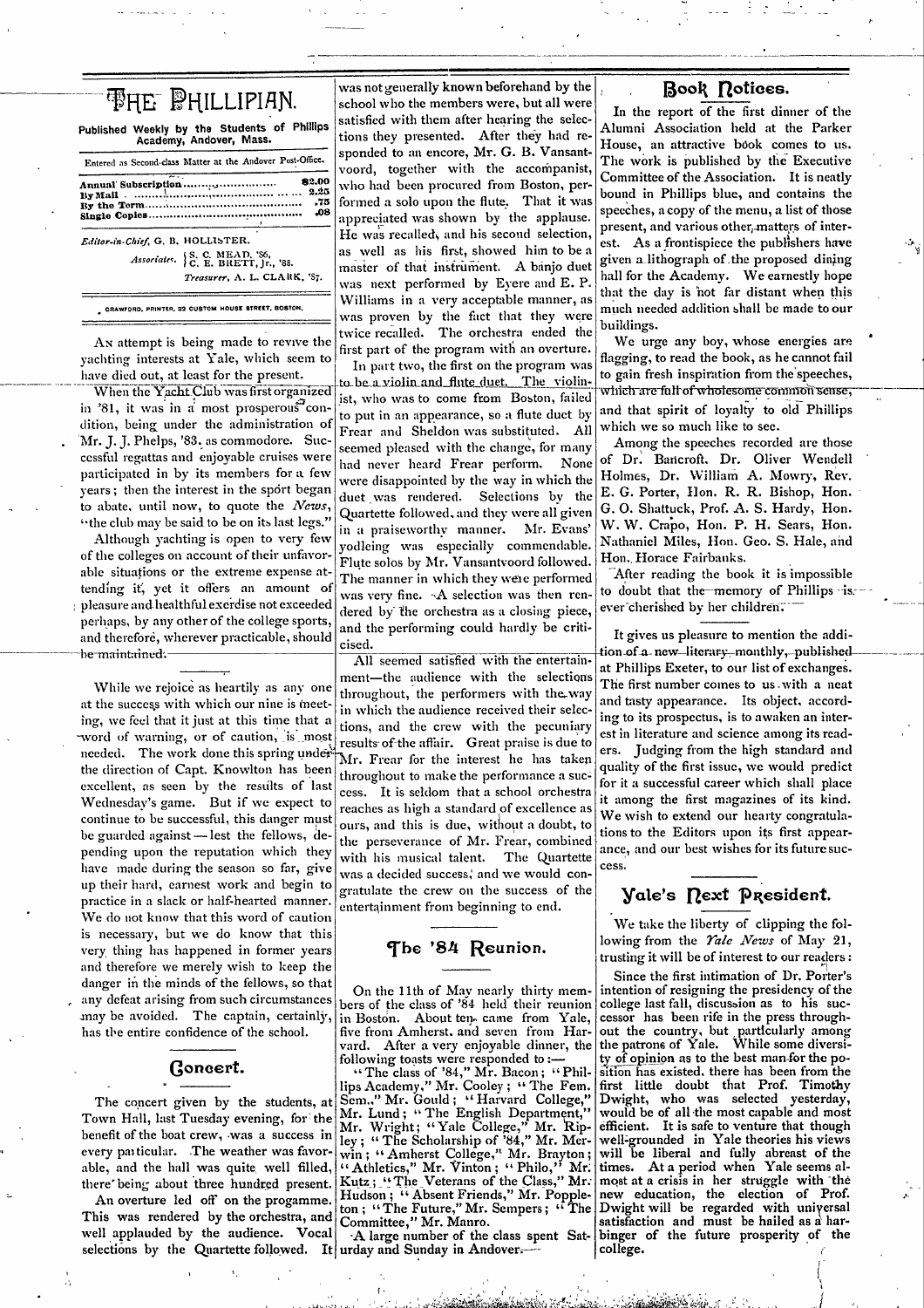# The Phillipian.

Published Weekly by the Students of Phillips Academy, Andover, Mass.

Entered as Second-class Matter at the Andover Post-Office.

| | |
|---|---|
| Annual Subscription | $2.00 |
| By Mail | 2.25 |
| By the Term | .75 |
| Single Copies | .08 |

*Editor-in-Chief*, G. B. HOLLISTER.

*Associates.* S. C. MEAD, '86, C. E. BRETT, Jr., '88.

*Treasurer*, A. L. CLARK, '87.

CRAWFORD, PRINTER, 22 CUSTOM HOUSE STREET, BOSTON.

---

An attempt is being made to revive the yachting interests at Yale, which seem to have died out, at least for the present. When the Yacht Club was first organized in '81, it was in a most prosperous condition, being under the administration of Mr. J. J. Phelps, '83, as commodore. Successful regattas and enjoyable cruises were participated in by its members for a few years; then the interest in the sport began to abate, until now, to quote the *News*, "the club may be said to be on its last legs."

Although yachting is open to very few of the colleges on account of their unfavorable situations or the extreme expense attending it, yet it offers an amount of pleasure and healthful exercise not exceeded perhaps, by any other of the college sports, and therefore, wherever practicable, should be maintained.

---

While we rejoice as heartily as any one at the success with which our nine is meeting, we feel that it just at this time that a word of warning, or of caution, is most needed. The work done this spring under the direction of Capt. Knowlton has been excellent, as seen by the results of last Wednesday's game. But if we expect to continue to be successful, this danger must be guarded against — lest the fellows, depending upon the reputation which they have made during the season so far, give up their hard, earnest work and begin to practice in a slack or half-hearted manner. We do not know that this word of caution is necessary, but we do know that this very thing has happened in former years and therefore we merely wish to keep the danger in the minds of the fellows, so that any defeat arising from such circumstances may be avoided. The captain, certainly, has the entire confidence of the school.

## Concert.

The concert given by the students, at Town Hall, last Tuesday evening, for the benefit of the boat crew, was a success in every particular. The weather was favorable, and the hall was quite well filled, there being about three hundred present.

An overture led off on the progamme. This was rendered by the orchestra, and well applauded by the audience. Vocal selections by the Quartette followed. It was not generally known beforehand by the school who the members were, but all were satisfied with them after hearing the selections they presented. After they had responded to an encore, Mr. G. B. Vansantvoord, together with the accompanist, who had been procured from Boston, performed a solo upon the flute. That it was appreciated was shown by the applause. He was recalled, and his second selection, as well as his first, showed him to be a master of that instrument. A banjo duet was next performed by Eyere and E. P. Williams in a very acceptable manner, as was proven by the fact that they were twice recalled. The orchestra ended the first part of the program with an overture.

In part two, the first on the program was to be a violin and flute duet. The violinist, who was to come from Boston, failed to put in an appearance, so a flute duet by Frear and Sheldon was substituted. All seemed pleased with the change, for many had never heard Frear perform. None were disappointed by the way in which the duet was rendered. Selections by the Quartette followed, and they were all given in a praiseworthy manner. Mr. Evans' yodleing was especially commendable. Flute solos by Mr. Vansantvoord followed. The manner in which they were performed was very fine. A selection was then rendered by the orchestra as a closing piece, and the performing could hardly be criticised.

All seemed satisfied with the entertainment—the audience with the selections throughout, the performers with the way in which the audience received their selections, and the crew with the pecuniary results of the affair. Great praise is due to Mr. Frear for the interest he has taken throughout to make the performance a success. It is seldom that a school orchestra reaches as high a standard of excellence as ours, and this is due, without a doubt, to the perseverance of Mr. Frear, combined with his musical talent. The Quartette was a decided success, and we would congratulate the crew on the success of the entertainment from beginning to end.

## The '84 Reunion.

On the 11th of May nearly thirty members of the class of '84 held their reunion in Boston. About ten came from Yale, five from Amherst, and seven from Harvard. After a very enjoyable dinner, the following toasts were responded to:—

"The class of '84," Mr. Bacon; "Phillips Academy," Mr. Cooley; "The Fem. Sem.," Mr. Gould; "Harvard College," Mr. Lund; "The English Department," Mr. Wright; "Yale College," Mr. Ripley; "The Scholarship of '84," Mr. Merwin; "Amherst College," Mr. Brayton; "Athletics," Mr. Vinton; "Philo," Mr. Kutz; "The Veterans of the Class," Mr. Hudson; "Absent Friends," Mr. Poppleton; "The Future," Mr. Sempers; "The Committee," Mr. Manro.

A large number of the class spent Saturday and Sunday in Andover.

## Book Notices.

In the report of the first dinner of the Alumni Association held at the Parker House, an attractive book comes to us. The work is published by the Executive Committee of the Association. It is neatly bound in Phillips blue, and contains the speeches, a copy of the menu, a list of those present, and various other matters of interest. As a frontispiece the publishers have given a lithograph of the proposed dining hall for the Academy. We earnestly hope that the day is not far distant when this much needed addition shall be made to our buildings.

We urge any boy, whose energies are flagging, to read the book, as he cannot fail to gain fresh inspiration from the speeches, which are full of wholesome common sense, and that spirit of loyalty to old Phillips which we so much like to see.

Among the speeches recorded are those of Dr. Bancroft, Dr. Oliver Wendell Holmes, Dr. William A. Mowry, Rev. E. G. Porter, Hon. R. R. Bishop, Hon. G. O. Shattuck, Prof. A. S. Hardy, Hon. W. W. Crapo, Hon. P. H. Sears, Hon. Nathaniel Miles, Hon. Geo. S. Hale, and Hon. Horace Fairbanks.

After reading the book it is impossible to doubt that the memory of Phillips is ever cherished by her children.

---

It gives us pleasure to mention the addition of a new literary monthly, published at Phillips Exeter, to our list of exchanges. The first number comes to us with a neat and tasty appearance. Its object, according to its prospectus, is to awaken an interest in literature and science among its readers. Judging from the high standard and quality of the first issue, we would predict for it a successful career which shall place it among the first magazines of its kind. We wish to extend our hearty congratulations to the Editors upon its first appearance, and our best wishes for its future success.

## Yale's Next President.

We take the liberty of clipping the following from the *Yale News* of May 21, trusting it will be of interest to our readers:

Since the first intimation of Dr. Porter's intention of resigning the presidency of the college last fall, discussion as to his successor has been rife in the press throughout the country, but particularly among the patrons of Yale. While some diversity of opinion as to the best man for the position has existed, there has been from the first little doubt that Prof. Timothy Dwight, who was selected yesterday, would be of all the most capable and most efficient. It is safe to venture that though well-grounded in Yale theories his views will be liberal and fully abreast of the times. At a period when Yale seems almost at a crisis in her struggle with the new education, the election of Prof. Dwight will be regarded with universal satisfaction and must be hailed as a harbinger of the future prosperity of the college.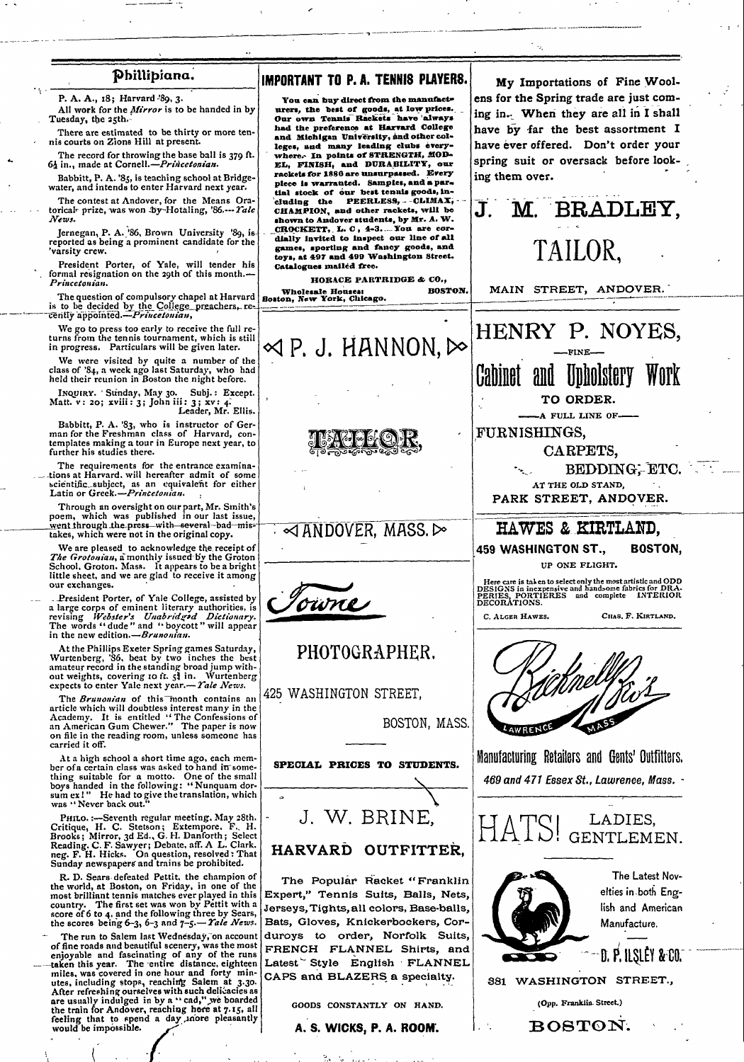## Phillipiana.

P. A. A., 18; Harvard '89, 3.

All work for the *Mirror* is to be handed in by Tuesday, the 25th.

There are estimated to be thirty or more tennis courts on Zions Hill at present.

The record for throwing the base ball is 379 ft. 6¼ in., made at Cornell.—*Princetonian.*

Babbitt, P. A. '85, is teaching school at Bridgewater, and intends to enter Harvard next year.

The contest at Andover, for the Means Oratorical prize, was won by Hotaling, '86.—*Yale News.*

Jernegan, P. A. '86, Brown University '89, is reported as being a prominent candidate for the 'varsity crew.

President Porter, of Yale, will tender his formal resignation on the 29th of this month.—*Princetonian.*

The question of compulsory chapel at Harvard is to be decided by the College preachers, recently appointed.—*Princetonian.*

We go to press too early to receive the full returns from the tennis tournament, which is still in progress. Particulars will be given later.

We were visited by quite a number of the class of '84, a week ago last Saturday, who had held their reunion in Boston the night before.

INQUIRY. Sunday, May 30. Subj.: Except. Matt. v: 20; xviii: 3; John iii: 3; xv: 4. Leader, Mr. Ellis.

Babbitt, P. A. '83, who is instructor of German for the Freshman class of Harvard, contemplates making a tour in Europe next year, to further his studies there.

The requirements for the entrance examinations at Harvard will hereafter admit of some scientific subject, as an equivalent for either Latin or Greek.—*Princetonian.*

Through an oversight on our part, Mr. Smith's poem, which was published in our last issue, went through the press with several bad mistakes, which were not in the original copy.

We are pleased to acknowledge the receipt of *The Grotonian*, a monthly issued by the Groton School, Groton, Mass. It appears to be a bright little sheet, and we are glad to receive it among our exchanges.

President Porter, of Yale College, assisted by a large corps of eminent literary authorities, is revising *Webster's Unabridged Dictionary.* The words "dude" and "boycott" will appear in the new edition.—*Brunonian.*

At the Phillips Exeter Spring games Saturday, Wurtenberg, '86, beat by two inches the best amateur record in the standing broad jump without weights, covering 10 ft. 5⅜ in. Wurtenberg expects to enter Yale next year.—*Yale News.*

The *Brunonian* of this month contains an article which will doubtless interest many in the Academy. It is entitled "The Confessions of an American Gum Chewer." The paper is now on file in the reading room, unless someone has carried it off.

At a high school a short time ago, each member of a certain class was asked to hand in something suitable for a motto. One of the small boys handed in the following: "Nunquam dorsum ex!" He had to give the translation, which was "Never back out."

PHILO.:—Seventh regular meeting, May 28th. Critique, H. C. Stetson; Extempore, F. H. Brooks; Mirror, 3d Ed., G. H. Danforth; Select Reading, C. F. Sawyer; Debate, aff. A. L. Clark, neg. F. H. Hicks. On question, resolved: That Sunday newspapers and trains be prohibited.

R. D. Sears defeated Pettit, the champion of the world, at Boston, on Friday, in one of the most brilliant tennis matches ever played in this country. The first set was won by Pettit with a score of 6 to 4, and the following three by Sears, the scores being 6–3, 6–3 and 7–5.—*Yale News.*

The run to Salem last Wednesday, on account of fine roads and beautiful scenery, was the most enjoyable and fascinating of any of the runs taken this year. The entire distance, eighteen miles, was covered in one hour and forty minutes, including stops, reaching Salem at 3.30. After refreshing ourselves with such delicacies as are usually indulged in by a "cad," we boarded the train for Andover, reaching here at 7.15, all feeling that to spend a day more pleasantly would be impossible.

---

## IMPORTANT TO P. A. TENNIS PLAYERS.

**You can buy direct from the manufacturers, the best of goods, at low prices. Our own Tennis Rackets have always had the preference at Harvard College and Michigan University, and other colleges, and many leading clubs everywhere. In points of STRENGTH, MODEL, FINISH, and DURABILITY, our rackets for 1886 are unsurpassed. Every piece is warranted. Samples, and a partial stock of our best tennis goods, including the PEERLESS, CLIMAX, CHAMPION, and other rackets, will be shown to Andover students, by Mr. A. W. CROCKETT, L. C, 4-3. You are cordially invited to inspect our line of all games, sporting and fancy goods, and toys, at 497 and 499 Washington Street. Catalogues mailed free.**

HORACE PARTRIDGE & CO.,

Wholesale Houses: New York, Chicago. BOSTON.

---

# P. J. HANNON,

# TAILOR,

# ANDOVER, MASS.

---

*Towne*

# PHOTOGRAPHER.

425 WASHINGTON STREET,

BOSTON, MASS.

**SPECIAL PRICES TO STUDENTS.**

---

# J. W. BRINE,

## HARVARD OUTFITTER,

The Popular Racket "Franklin Expert," Tennis Suits, Balls, Nets, Jerseys, Tights, all colors, Base-balls, Bats, Gloves, Knickerbockers, Corduroys to order, Norfolk Suits, FRENCH FLANNEL Shirts, and Latest Style English FLANNEL CAPS and BLAZERS a specialty.

GOODS CONSTANTLY ON HAND.

**A. S. WICKS, P. A. ROOM.**

---

**My Importations of Fine Woolens for the Spring trade are just coming in. When they are all in I shall have by far the best assortment I have ever offered. Don't order your spring suit or oversack before looking them over.**

# J. M. BRADLEY,

# TAILOR,

MAIN STREET, ANDOVER.

---

# HENRY P. NOYES,

—FINE—

# Cabinet and Upholstery Work

**TO ORDER.**

—A FULL LINE OF—

FURNISHINGS,

CARPETS,

BEDDING, ETC.

AT THE OLD STAND,

PARK STREET, ANDOVER.

---

# HAWES & KIRTLAND,

**459 WASHINGTON ST., BOSTON,**

UP ONE FLIGHT.

Here care is taken to select only the most artistic and ODD DESIGNS in inexpensive and handsome fabrics for DRAPERIES, PORTIERES and complete INTERIOR DECORATIONS.

C. ALGER HAWES. CHAS. F. KIRTLAND.

---

*Bicknell & Co's*

LAWRENCE MASS

## Manufacturing Retailers and Gents' Outfitters.

*469 and 471 Essex St., Lawrence, Mass.*

---

# HATS! LADIES, GENTLEMEN.

The Latest Novelties in both English and American Manufacture.

**D. P. ILSLEY & CO.**

381 WASHINGTON STREET.,

(Opp. Franklin Street.)

**BOSTON.**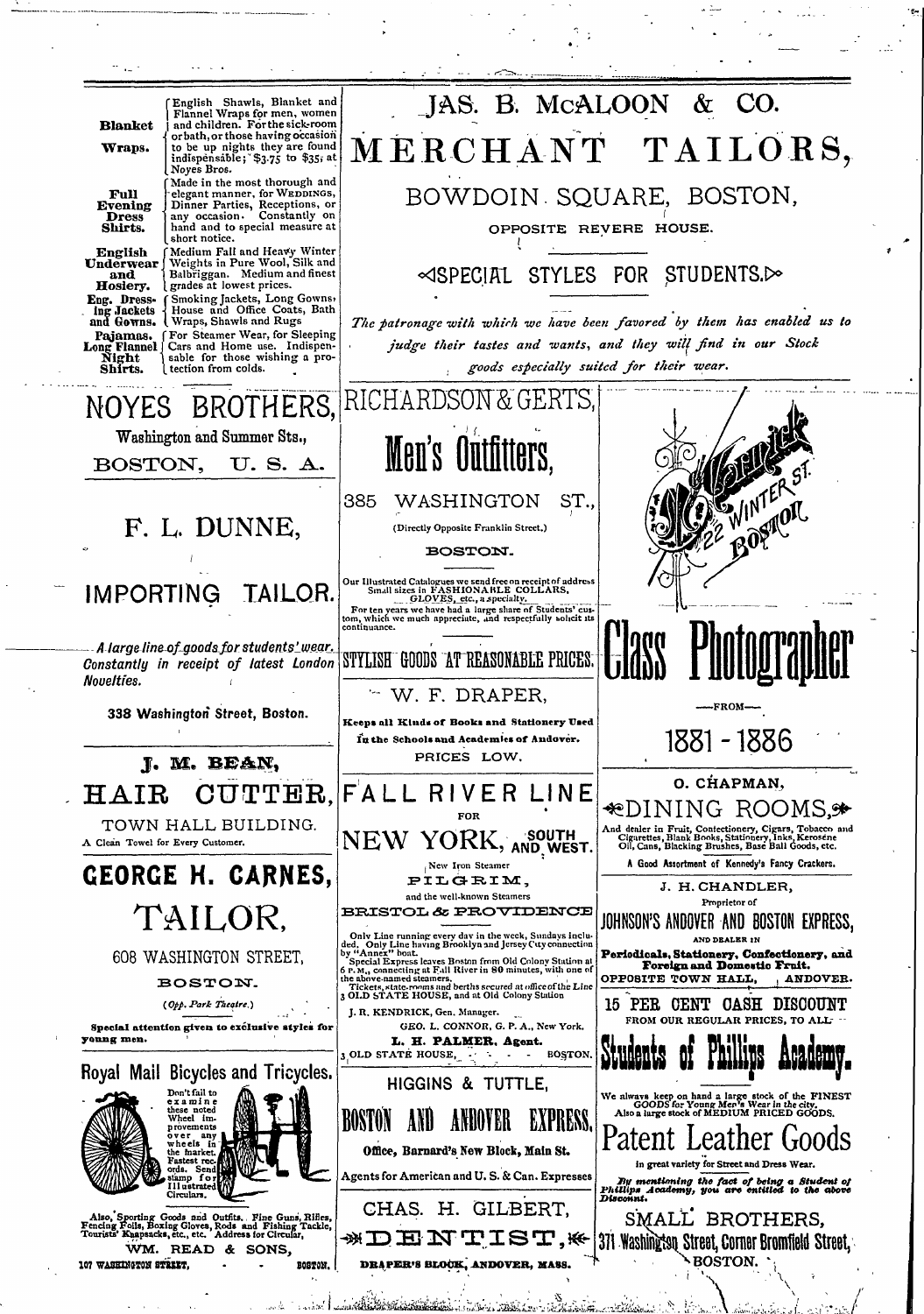**Blanket Wraps.** English Shawls, Blanket and Flannel Wraps for men, women and children. For the sick-room or bath, or those having occasion to be up nights they are found indispensable; $3.75 to $35, at Noyes Bros.

**Full Evening Dress Shirts.** Made in the most thorough and elegant manner, for WEDDINGS, Dinner Parties, Receptions, or any occasion. Constantly on hand and to special measure at short notice.

**English Underwear and Hosiery.** Medium Fall and Heavy Winter Weights in Pure Wool, Silk and Balbriggan. Medium and finest grades at lowest prices.

**Eng. Dressing Jackets and Gowns.** Smoking Jackets, Long Gowns, House and Office Coats, Bath Wraps, Shawls and Rugs

**Pajamas. Long Flannel Night Shirts.** For Steamer Wear, for Sleeping Cars and Home use. Indispensable for those wishing a protection from colds.

# NOYES BROTHERS,

Washington and Summer Sts.,

BOSTON, U. S. A.

---

# JAS. B. McALOON & CO.

# MERCHANT TAILORS,

BOWDOIN SQUARE, BOSTON,

OPPOSITE REVERE HOUSE.

## SPECIAL STYLES FOR STUDENTS.

*The patronage with which we have been favored by them has enabled us to judge their tastes and wants, and they will find in our Stock goods especially suited for their wear.*

---

# F. L. DUNNE,

# IMPORTING TAILOR.

*A large line of goods for students' wear. Constantly in receipt of latest London Novelties.*

338 Washington Street, Boston.

---

# J. M. BEAN,

# HAIR CUTTER,

TOWN HALL BUILDING.

A Clean Towel for Every Customer.

---

# GEORGE H. CARNES,

# TAILOR,

608 WASHINGTON STREET,

BOSTON.

(*Opp. Park Theatre.*)

**Special attention given to exclusive styles for young men.**

---

## Royal Mail Bicycles and Tricycles.

Don't fail to examine these noted Wheel improvements over any wheels in the market. Fastest records. Send stamp for Illustrated Circulars.

Also, Sporting Goods and Outfits. Fine Guns, Rifles, Fencing Foils, Boxing Gloves, Rods and Fishing Tackle, Tourists' Knapsacks, etc., etc. Address for Circular,

WM. READ & SONS,

107 WASHINGTON STREET, BOSTON.

---

# RICHARDSON & GERTS,

# Men's Outfitters,

385 WASHINGTON ST.,

(Directly Opposite Franklin Street.)

BOSTON.

Our Illustrated Catalogues we send free on receipt of address. Small sizes in FASHIONABLE COLLARS, GLOVES, etc., a specialty.

For ten years we have had a large share of Students' custom, which we much appreciate, and respectfully solicit its continuance.

STYLISH GOODS AT REASONABLE PRICES.

---

# W. F. DRAPER,

**Keeps all Kinds of Books and Stationery Used in the Schools and Academies of Andover.**

PRICES LOW.

---

# FALL RIVER LINE

FOR

# NEW YORK, SOUTH AND WEST.

New Iron Steamer

PILGRIM,

and the well-known Steamers

BRISTOL & PROVIDENCE

Only Line running every day in the week, Sundays included. Only Line having Brooklyn and Jersey City connection by "Annex" boat.

Special Express leaves Boston from Old Colony Station at 6 P.M., connecting at Fall River in 80 minutes, with one of the above-named steamers.

Tickets, state-rooms and berths secured at office of the Line 3 OLD STATE HOUSE, and at Old Colony Station

J. R. KENDRICK, Gen. Manager.

GEO. L. CONNOR, G. P. A., New York.

L. H. PALMER, Agent.

3 OLD STATE HOUSE, BOSTON.

---

# HIGGINS & TUTTLE,

# BOSTON AND ANDOVER EXPRESS,

Office, Barnard's New Block, Main St.

Agents for American and U. S. & Can. Expresses

---

# CHAS. H. GILBERT,

# DENTIST,

DRAPER'S BLOCK, ANDOVER, MASS.

---

Notman 22 WINTER ST. BOSTON

# Class Photographer

—FROM—

1881 - 1886

---

# O. CHAPMAN,

# DINING ROOMS,

And dealer in Fruit, Confectionery, Cigars, Tobacco and Cigarettes, Blank Books, Stationery, Inks, Kerosene Oil, Cans, Blacking Brushes, Base Ball Goods, etc.

A Good Assortment of Kennedy's Fancy Crackers.

---

J. H. CHANDLER,

Proprietor of

# JOHNSON'S ANDOVER AND BOSTON EXPRESS,

AND DEALER IN

**Periodicals, Stationery, Confectionery, and Foreign and Domestic Fruit.**

OPPOSITE TOWN HALL, ANDOVER.

---

# 15 PER CENT CASH DISCOUNT

FROM OUR REGULAR PRICES, TO ALL

# Students of Phillips Academy.

We always keep on hand a large stock of the FINEST GOODS for Young Men's Wear in the city. Also a large stock of MEDIUM PRICED GOODS.

# Patent Leather Goods

In great variety for Street and Dress Wear.

***By mentioning the fact of being a Student of Phillips Academy, you are entitled to the above Discount.***

# SMALL BROTHERS,

371 Washington Street, Corner Bromfield Street,

BOSTON.